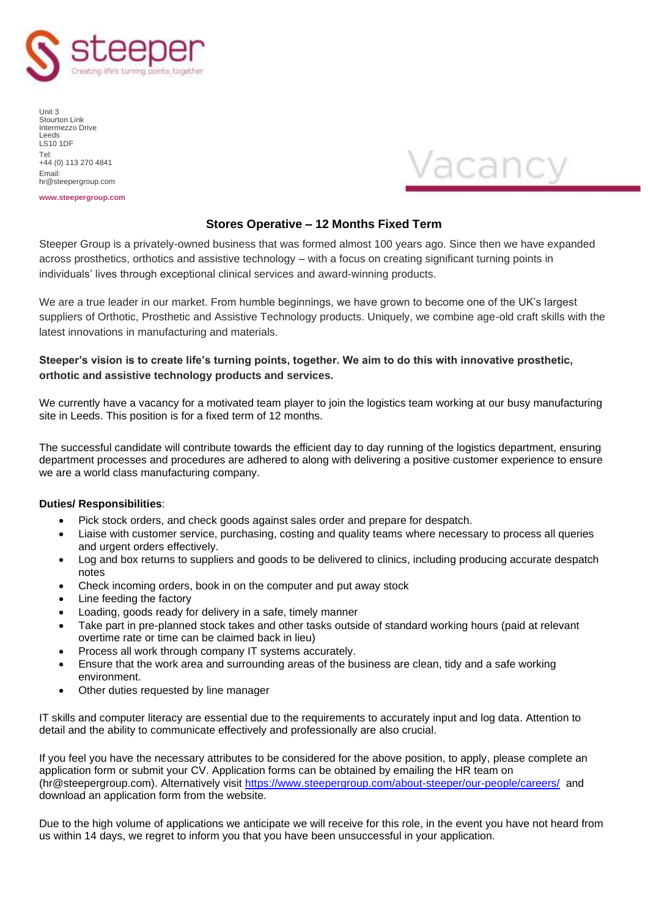steeper
Creating life's turning points, together

Unit 3
Stourton Link
Intermezzo Drive
Leeds
LS10 1DF
Tel:
+44 (0) 113 270 4841
Email:
hr@steepergroup.com

**www.steepergroup.com**

# Vacancy

## Stores Operative – 12 Months Fixed Term

Steeper Group is a privately-owned business that was formed almost 100 years ago. Since then we have expanded across prosthetics, orthotics and assistive technology – with a focus on creating significant turning points in individuals' lives through exceptional clinical services and award-winning products.

We are a true leader in our market. From humble beginnings, we have grown to become one of the UK's largest suppliers of Orthotic, Prosthetic and Assistive Technology products. Uniquely, we combine age-old craft skills with the latest innovations in manufacturing and materials.

**Steeper's vision is to create life's turning points, together. We aim to do this with innovative prosthetic, orthotic and assistive technology products and services.**

We currently have a vacancy for a motivated team player to join the logistics team working at our busy manufacturing site in Leeds. This position is for a fixed term of 12 months.

The successful candidate will contribute towards the efficient day to day running of the logistics department, ensuring department processes and procedures are adhered to along with delivering a positive customer experience to ensure we are a world class manufacturing company.

**Duties/ Responsibilities**:

- Pick stock orders, and check goods against sales order and prepare for despatch.
- Liaise with customer service, purchasing, costing and quality teams where necessary to process all queries and urgent orders effectively.
- Log and box returns to suppliers and goods to be delivered to clinics, including producing accurate despatch notes
- Check incoming orders, book in on the computer and put away stock
- Line feeding the factory
- Loading, goods ready for delivery in a safe, timely manner
- Take part in pre-planned stock takes and other tasks outside of standard working hours (paid at relevant overtime rate or time can be claimed back in lieu)
- Process all work through company IT systems accurately.
- Ensure that the work area and surrounding areas of the business are clean, tidy and a safe working environment.
- Other duties requested by line manager

IT skills and computer literacy are essential due to the requirements to accurately input and log data. Attention to detail and the ability to communicate effectively and professionally are also crucial.

If you feel you have the necessary attributes to be considered for the above position, to apply, please complete an application form or submit your CV. Application forms can be obtained by emailing the HR team on (hr@steepergroup.com). Alternatively visit https://www.steepergroup.com/about-steeper/our-people/careers/ and download an application form from the website.

Due to the high volume of applications we anticipate we will receive for this role, in the event you have not heard from us within 14 days, we regret to inform you that you have been unsuccessful in your application.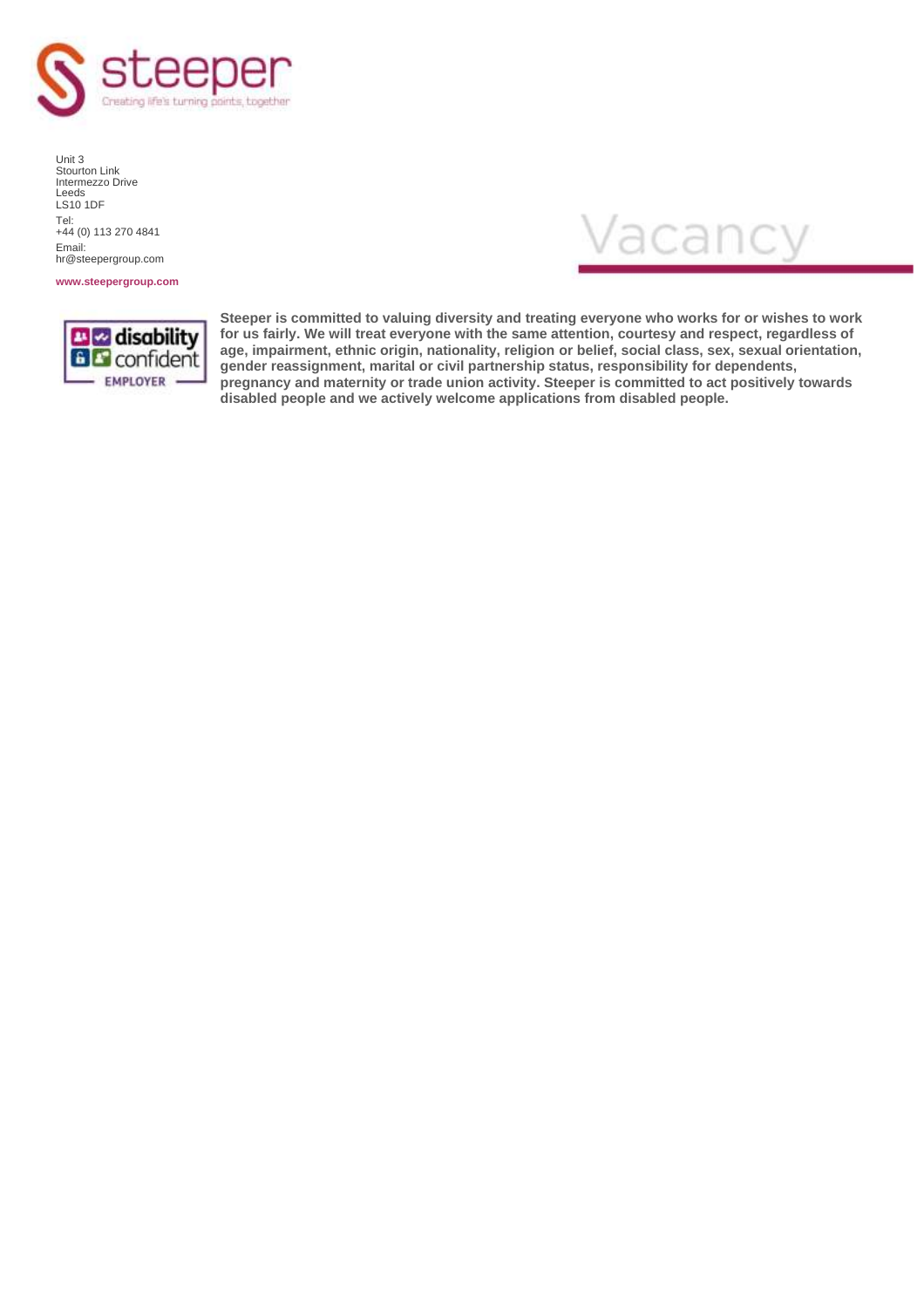Unit 3
Stourton Link
Intermezzo Drive
Leeds
LS10 1DF

Tel:
+44 (0) 113 270 4841

Email:
hr@steepergroup.com

**www.steepergroup.com**

# Vacancy

**Steeper is committed to valuing diversity and treating everyone who works for or wishes to work for us fairly. We will treat everyone with the same attention, courtesy and respect, regardless of age, impairment, ethnic origin, nationality, religion or belief, social class, sex, sexual orientation, gender reassignment, marital or civil partnership status, responsibility for dependents, pregnancy and maternity or trade union activity. Steeper is committed to act positively towards disabled people and we actively welcome applications from disabled people.**